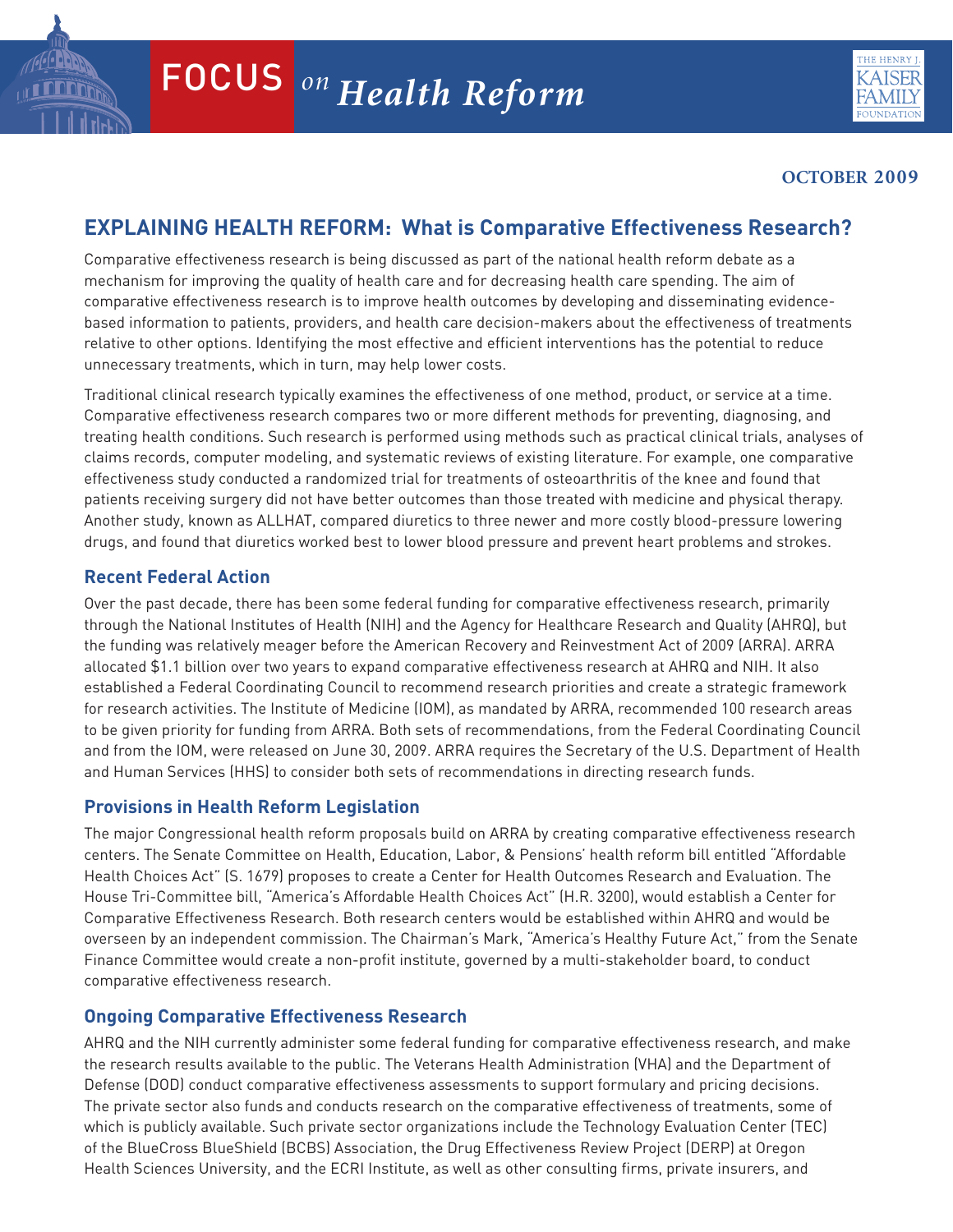FOCUS *on Health Reform*

**OCTOBER 2009**

## EXPLAINING HEALTH REFORM: What is Comparative Effectiveness Research?

Comparative effectiveness research is being discussed as part of the national health reform debate as a mechanism for improving the quality of health care and for decreasing health care spending. The aim of comparative effectiveness research is to improve health outcomes by developing and disseminating evidence-based information to patients, providers, and health care decision-makers about the effectiveness of treatments relative to other options. Identifying the most effective and efficient interventions has the potential to reduce unnecessary treatments, which in turn, may help lower costs.

Traditional clinical research typically examines the effectiveness of one method, product, or service at a time. Comparative effectiveness research compares two or more different methods for preventing, diagnosing, and treating health conditions. Such research is performed using methods such as practical clinical trials, analyses of claims records, computer modeling, and systematic reviews of existing literature. For example, one comparative effectiveness study conducted a randomized trial for treatments of osteoarthritis of the knee and found that patients receiving surgery did not have better outcomes than those treated with medicine and physical therapy. Another study, known as ALLHAT, compared diuretics to three newer and more costly blood-pressure lowering drugs, and found that diuretics worked best to lower blood pressure and prevent heart problems and strokes.

### Recent Federal Action

Over the past decade, there has been some federal funding for comparative effectiveness research, primarily through the National Institutes of Health (NIH) and the Agency for Healthcare Research and Quality (AHRQ), but the funding was relatively meager before the American Recovery and Reinvestment Act of 2009 (ARRA). ARRA allocated $1.1 billion over two years to expand comparative effectiveness research at AHRQ and NIH. It also established a Federal Coordinating Council to recommend research priorities and create a strategic framework for research activities. The Institute of Medicine (IOM), as mandated by ARRA, recommended 100 research areas to be given priority for funding from ARRA. Both sets of recommendations, from the Federal Coordinating Council and from the IOM, were released on June 30, 2009. ARRA requires the Secretary of the U.S. Department of Health and Human Services (HHS) to consider both sets of recommendations in directing research funds.

### Provisions in Health Reform Legislation

The major Congressional health reform proposals build on ARRA by creating comparative effectiveness research centers. The Senate Committee on Health, Education, Labor, & Pensions' health reform bill entitled "Affordable Health Choices Act" (S. 1679) proposes to create a Center for Health Outcomes Research and Evaluation. The House Tri-Committee bill, "America's Affordable Health Choices Act" (H.R. 3200), would establish a Center for Comparative Effectiveness Research. Both research centers would be established within AHRQ and would be overseen by an independent commission. The Chairman's Mark, "America's Healthy Future Act," from the Senate Finance Committee would create a non-profit institute, governed by a multi-stakeholder board, to conduct comparative effectiveness research.

### Ongoing Comparative Effectiveness Research

AHRQ and the NIH currently administer some federal funding for comparative effectiveness research, and make the research results available to the public. The Veterans Health Administration (VHA) and the Department of Defense (DOD) conduct comparative effectiveness assessments to support formulary and pricing decisions. The private sector also funds and conducts research on the comparative effectiveness of treatments, some of which is publicly available. Such private sector organizations include the Technology Evaluation Center (TEC) of the BlueCross BlueShield (BCBS) Association, the Drug Effectiveness Review Project (DERP) at Oregon Health Sciences University, and the ECRI Institute, as well as other consulting firms, private insurers, and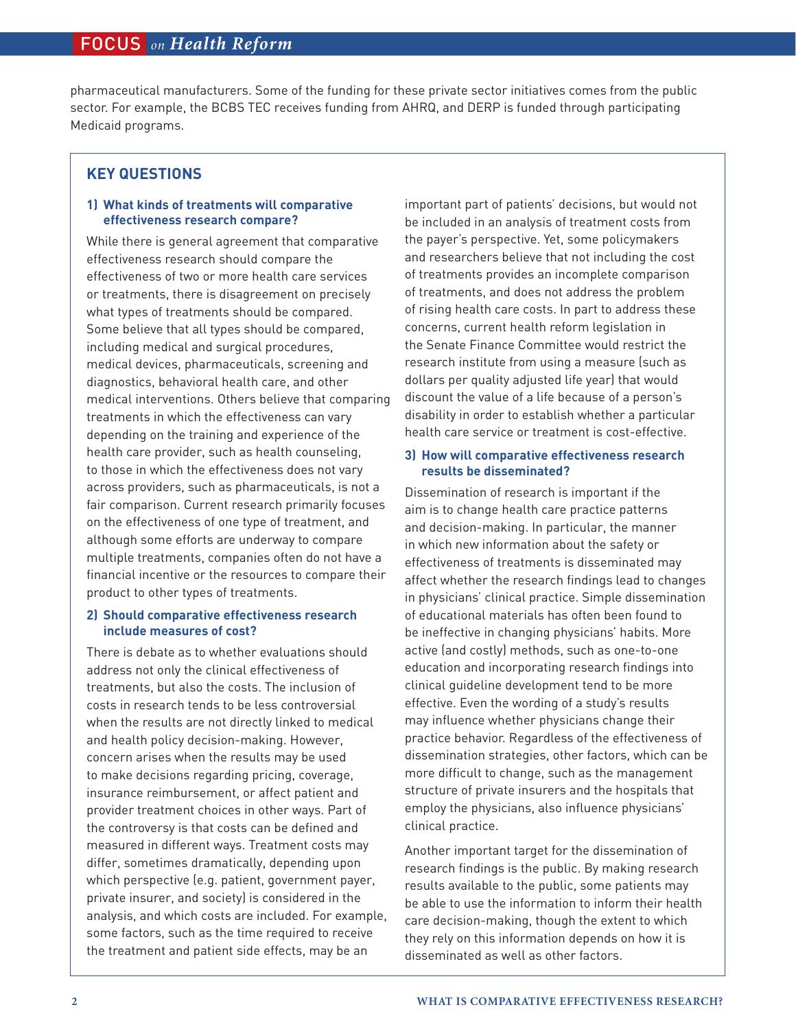pharmaceutical manufacturers. Some of the funding for these private sector initiatives comes from the public sector. For example, the BCBS TEC receives funding from AHRQ, and DERP is funded through participating Medicaid programs.

## KEY QUESTIONS

### 1) What kinds of treatments will comparative effectiveness research compare?

While there is general agreement that comparative effectiveness research should compare the effectiveness of two or more health care services or treatments, there is disagreement on precisely what types of treatments should be compared. Some believe that all types should be compared, including medical and surgical procedures, medical devices, pharmaceuticals, screening and diagnostics, behavioral health care, and other medical interventions. Others believe that comparing treatments in which the effectiveness can vary depending on the training and experience of the health care provider, such as health counseling, to those in which the effectiveness does not vary across providers, such as pharmaceuticals, is not a fair comparison. Current research primarily focuses on the effectiveness of one type of treatment, and although some efforts are underway to compare multiple treatments, companies often do not have a financial incentive or the resources to compare their product to other types of treatments.

### 2) Should comparative effectiveness research include measures of cost?

There is debate as to whether evaluations should address not only the clinical effectiveness of treatments, but also the costs. The inclusion of costs in research tends to be less controversial when the results are not directly linked to medical and health policy decision-making. However, concern arises when the results may be used to make decisions regarding pricing, coverage, insurance reimbursement, or affect patient and provider treatment choices in other ways. Part of the controversy is that costs can be defined and measured in different ways. Treatment costs may differ, sometimes dramatically, depending upon which perspective (e.g. patient, government payer, private insurer, and society) is considered in the analysis, and which costs are included. For example, some factors, such as the time required to receive the treatment and patient side effects, may be an important part of patients' decisions, but would not be included in an analysis of treatment costs from the payer's perspective. Yet, some policymakers and researchers believe that not including the cost of treatments provides an incomplete comparison of treatments, and does not address the problem of rising health care costs. In part to address these concerns, current health reform legislation in the Senate Finance Committee would restrict the research institute from using a measure (such as dollars per quality adjusted life year) that would discount the value of a life because of a person's disability in order to establish whether a particular health care service or treatment is cost-effective.

### 3) How will comparative effectiveness research results be disseminated?

Dissemination of research is important if the aim is to change health care practice patterns and decision-making. In particular, the manner in which new information about the safety or effectiveness of treatments is disseminated may affect whether the research findings lead to changes in physicians' clinical practice. Simple dissemination of educational materials has often been found to be ineffective in changing physicians' habits. More active (and costly) methods, such as one-to-one education and incorporating research findings into clinical guideline development tend to be more effective. Even the wording of a study's results may influence whether physicians change their practice behavior. Regardless of the effectiveness of dissemination strategies, other factors, which can be more difficult to change, such as the management structure of private insurers and the hospitals that employ the physicians, also influence physicians' clinical practice.

Another important target for the dissemination of research findings is the public. By making research results available to the public, some patients may be able to use the information to inform their health care decision-making, though the extent to which they rely on this information depends on how it is disseminated as well as other factors.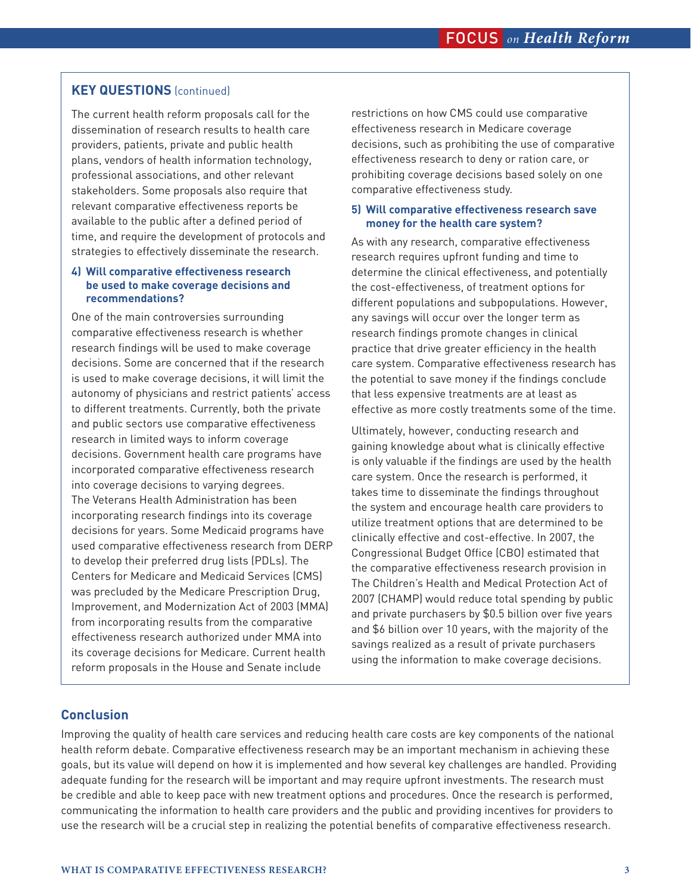## KEY QUESTIONS (continued)

The current health reform proposals call for the dissemination of research results to health care providers, patients, private and public health plans, vendors of health information technology, professional associations, and other relevant stakeholders. Some proposals also require that relevant comparative effectiveness reports be available to the public after a defined period of time, and require the development of protocols and strategies to effectively disseminate the research.

### 4) Will comparative effectiveness research be used to make coverage decisions and recommendations?

One of the main controversies surrounding comparative effectiveness research is whether research findings will be used to make coverage decisions. Some are concerned that if the research is used to make coverage decisions, it will limit the autonomy of physicians and restrict patients' access to different treatments. Currently, both the private and public sectors use comparative effectiveness research in limited ways to inform coverage decisions. Government health care programs have incorporated comparative effectiveness research into coverage decisions to varying degrees. The Veterans Health Administration has been incorporating research findings into its coverage decisions for years. Some Medicaid programs have used comparative effectiveness research from DERP to develop their preferred drug lists (PDLs). The Centers for Medicare and Medicaid Services (CMS) was precluded by the Medicare Prescription Drug, Improvement, and Modernization Act of 2003 (MMA) from incorporating results from the comparative effectiveness research authorized under MMA into its coverage decisions for Medicare. Current health reform proposals in the House and Senate include restrictions on how CMS could use comparative effectiveness research in Medicare coverage decisions, such as prohibiting the use of comparative effectiveness research to deny or ration care, or prohibiting coverage decisions based solely on one comparative effectiveness study.

### 5) Will comparative effectiveness research save money for the health care system?

As with any research, comparative effectiveness research requires upfront funding and time to determine the clinical effectiveness, and potentially the cost-effectiveness, of treatment options for different populations and subpopulations. However, any savings will occur over the longer term as research findings promote changes in clinical practice that drive greater efficiency in the health care system. Comparative effectiveness research has the potential to save money if the findings conclude that less expensive treatments are at least as effective as more costly treatments some of the time.

Ultimately, however, conducting research and gaining knowledge about what is clinically effective is only valuable if the findings are used by the health care system. Once the research is performed, it takes time to disseminate the findings throughout the system and encourage health care providers to utilize treatment options that are determined to be clinically effective and cost-effective. In 2007, the Congressional Budget Office (CBO) estimated that the comparative effectiveness research provision in The Children's Health and Medical Protection Act of 2007 (CHAMP) would reduce total spending by public and private purchasers by $0.5 billion over five years and $6 billion over 10 years, with the majority of the savings realized as a result of private purchasers using the information to make coverage decisions.

## Conclusion

Improving the quality of health care services and reducing health care costs are key components of the national health reform debate. Comparative effectiveness research may be an important mechanism in achieving these goals, but its value will depend on how it is implemented and how several key challenges are handled. Providing adequate funding for the research will be important and may require upfront investments. The research must be credible and able to keep pace with new treatment options and procedures. Once the research is performed, communicating the information to health care providers and the public and providing incentives for providers to use the research will be a crucial step in realizing the potential benefits of comparative effectiveness research.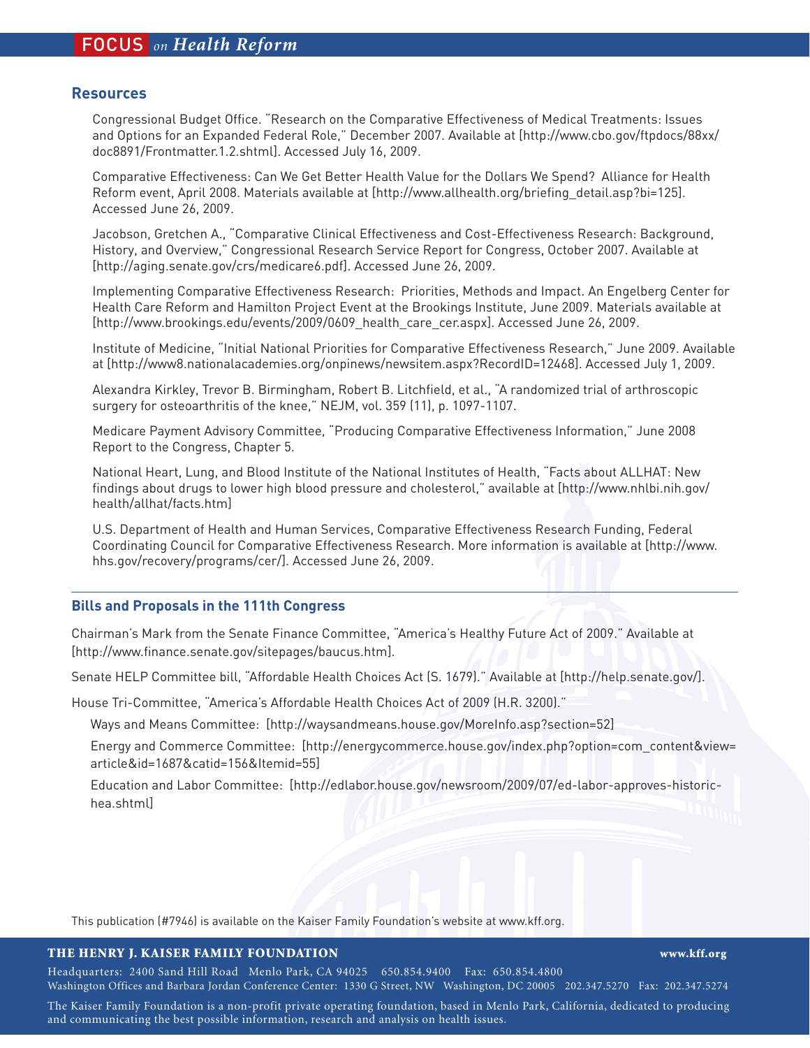## Resources

Congressional Budget Office. "Research on the Comparative Effectiveness of Medical Treatments: Issues and Options for an Expanded Federal Role," December 2007. Available at [http://www.cbo.gov/ftpdocs/88xx/doc8891/Frontmatter.1.2.shtml]. Accessed July 16, 2009.

Comparative Effectiveness: Can We Get Better Health Value for the Dollars We Spend? Alliance for Health Reform event, April 2008. Materials available at [http://www.allhealth.org/briefing_detail.asp?bi=125]. Accessed June 26, 2009.

Jacobson, Gretchen A., "Comparative Clinical Effectiveness and Cost-Effectiveness Research: Background, History, and Overview," Congressional Research Service Report for Congress, October 2007. Available at [http://aging.senate.gov/crs/medicare6.pdf]. Accessed June 26, 2009.

Implementing Comparative Effectiveness Research: Priorities, Methods and Impact. An Engelberg Center for Health Care Reform and Hamilton Project Event at the Brookings Institute, June 2009. Materials available at [http://www.brookings.edu/events/2009/0609_health_care_cer.aspx]. Accessed June 26, 2009.

Institute of Medicine, "Initial National Priorities for Comparative Effectiveness Research," June 2009. Available at [http://www8.nationalacademies.org/onpinews/newsitem.aspx?RecordID=12468]. Accessed July 1, 2009.

Alexandra Kirkley, Trevor B. Birmingham, Robert B. Litchfield, et al., "A randomized trial of arthroscopic surgery for osteoarthritis of the knee," NEJM, vol. 359 (11), p. 1097-1107.

Medicare Payment Advisory Committee, "Producing Comparative Effectiveness Information," June 2008 Report to the Congress, Chapter 5.

National Heart, Lung, and Blood Institute of the National Institutes of Health, "Facts about ALLHAT: New findings about drugs to lower high blood pressure and cholesterol," available at [http://www.nhlbi.nih.gov/health/allhat/facts.htm]

U.S. Department of Health and Human Services, Comparative Effectiveness Research Funding, Federal Coordinating Council for Comparative Effectiveness Research. More information is available at [http://www.hhs.gov/recovery/programs/cer/]. Accessed June 26, 2009.

---

## Bills and Proposals in the 111th Congress

Chairman's Mark from the Senate Finance Committee, "America's Healthy Future Act of 2009." Available at [http://www.finance.senate.gov/sitepages/baucus.htm].

Senate HELP Committee bill, "Affordable Health Choices Act (S. 1679)." Available at [http://help.senate.gov/].

House Tri-Committee, "America's Affordable Health Choices Act of 2009 (H.R. 3200)."

Ways and Means Committee: [http://waysandmeans.house.gov/MoreInfo.asp?section=52]

Energy and Commerce Committee: [http://energycommerce.house.gov/index.php?option=com_content&view=article&id=1687&catid=156&Itemid=55]

Education and Labor Committee: [http://edlabor.house.gov/newsroom/2009/07/ed-labor-approves-historic-hea.shtml]

This publication (#7946) is available on the Kaiser Family Foundation's website at www.kff.org.

**THE HENRY J. KAISER FAMILY FOUNDATION** **www.kff.org**

Headquarters: 2400 Sand Hill Road Menlo Park, CA 94025 650.854.9400 Fax: 650.854.4800
Washington Offices and Barbara Jordan Conference Center: 1330 G Street, NW Washington, DC 20005 202.347.5270 Fax: 202.347.5274

The Kaiser Family Foundation is a non-profit private operating foundation, based in Menlo Park, California, dedicated to producing and communicating the best possible information, research and analysis on health issues.